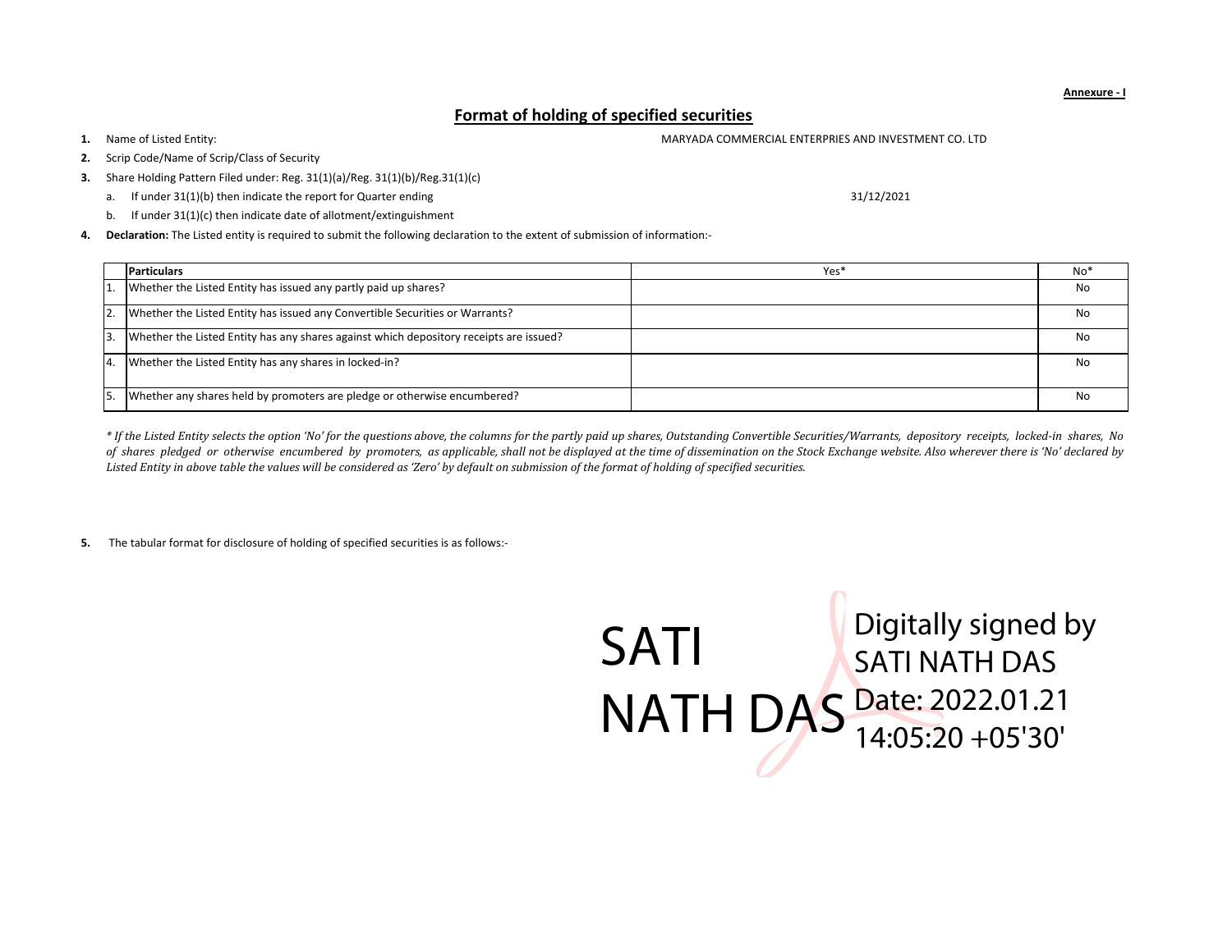**Annexure - I**

## Format of holding of specified securities

1. Name of Listed Entity: MARYADA COMMERCIAL ENTERPRIES AND INVESTMENT CO. LTD
2. Scrip Code/Name of Scrip/Class of Security
3. Share Holding Pattern Filed under: Reg. 31(1)(a)/Reg. 31(1)(b)/Reg.31(1)(c)
   a. If under 31(1)(b) then indicate the report for Quarter ending 31/12/2021
   b. If under 31(1)(c) then indicate date of allotment/extinguishment
4. **Declaration:** The Listed entity is required to submit the following declaration to the extent of submission of information:-

| | Particulars | Yes* | No* |
|---|---|---|---|
| 1. | Whether the Listed Entity has issued any partly paid up shares? | | No |
| 2. | Whether the Listed Entity has issued any Convertible Securities or Warrants? | | No |
| 3. | Whether the Listed Entity has any shares against which depository receipts are issued? | | No |
| 4. | Whether the Listed Entity has any shares in locked-in? | | No |
| 5. | Whether any shares held by promoters are pledge or otherwise encumbered? | | No |

*\* If the Listed Entity selects the option 'No' for the questions above, the columns for the partly paid up shares, Outstanding Convertible Securities/Warrants, depository receipts, locked-in shares, No of shares pledged or otherwise encumbered by promoters, as applicable, shall not be displayed at the time of dissemination on the Stock Exchange website. Also wherever there is 'No' declared by Listed Entity in above table the values will be considered as 'Zero' by default on submission of the format of holding of specified securities.*

5. The tabular format for disclosure of holding of specified securities is as follows:-

SATI NATH DAS

Digitally signed by SATI NATH DAS
Date: 2022.01.21 14:05:20 +05'30'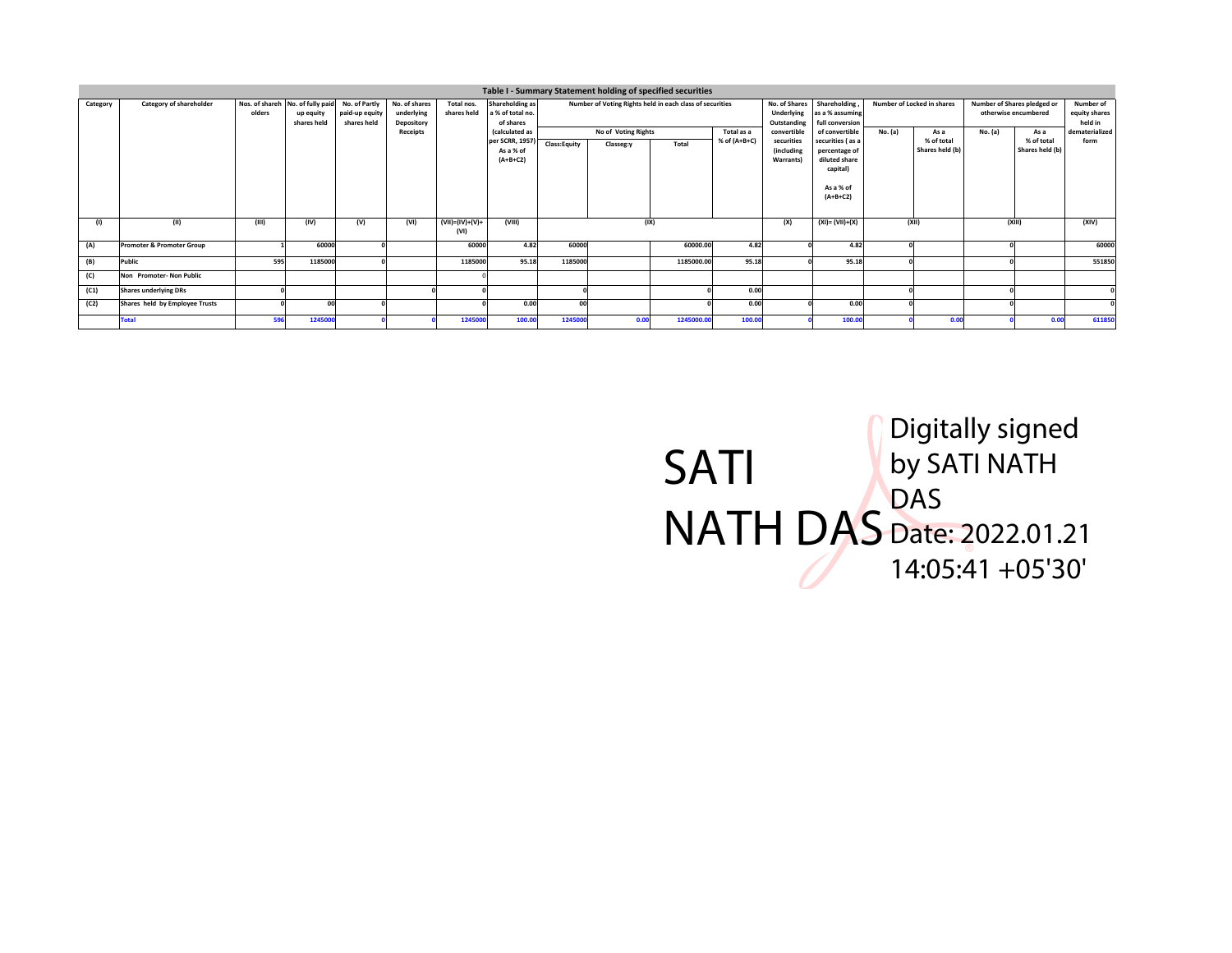## Table I - Summary Statement holding of specified securities

| Category | Category of shareholder | Nos. of shareholders | No. of fully paid up equity shares held | No. of Partly paid-up equity shares held | No. of shares underlying Depository Receipts | Total nos. shares held | Shareholding as a % of total no. of shares (calculated as per SCRR, 1957) As a % of (A+B+C2) | Number of Voting Rights held in each class of securities | | | | No. of Shares Underlying Outstanding convertible securities (including Warrants) | Shareholding , as a % assuming full conversion of convertible securities ( as a percentage of diluted share capital) As a % of (A+B+C2) | Number of Locked in shares | | Number of Shares pledged or otherwise encumbered | | Number of equity shares held in dematerialized form |
|---|---|---|---|---|---|---|---|---|---|---|---|---|---|---|---|---|---|---|
| | | | | | | | | No of Voting Rights | | | Total as a % of (A+B+C) | | | No. (a) | As a % of total Shares held (b) | No. (a) | As a % of total Shares held (b) | |
| | | | | | | | | Class:Equity | Classeg:y | Total | | | | | | | | |
| (I) | (II) | (III) | (IV) | (V) | (VI) | (VII)=(IV)+(V)+(VI) | (VIII) | (IX) | | | | (X) | (XI)= (VII)+(X) | (XII) | | (XIII) | | (XIV) |
| (A) | Promoter & Promoter Group | 1 | 60000 | 0 | | 60000 | 4.82 | 60000 | | 60000.00 | 4.82 | 0 | 4.82 | 0 | | 0 | | 60000 |
| (B) | Public | 595 | 1185000 | 0 | | 1185000 | 95.18 | 1185000 | | 1185000.00 | 95.18 | 0 | 95.18 | 0 | | 0 | | 551850 |
| (C) | Non Promoter- Non Public | | | | | 0 | | | | | | | | | | | | |
| (C1) | Shares underlying DRs | 0 | | | 0 | 0 | | 0 | | 0 | 0.00 | | | 0 | | 0 | | 0 |
| (C2) | Shares held by Employee Trusts | 0 | 00 | 0 | | 0 | 0.00 | 00 | | 0 | 0.00 | 0 | 0.00 | 0 | | 0 | | 0 |
| | Total | 596 | 1245000 | 0 | 0 | 1245000 | 100.00 | 1245000 | 0.00 | 1245000.00 | 100.00 | 0 | 100.00 | 0 | 0.00 | 0 | 0.00 | 611850 |

SATI NATH DAS
Digitally signed by SATI NATH DAS
Date: 2022.01.21 14:05:41 +05'30'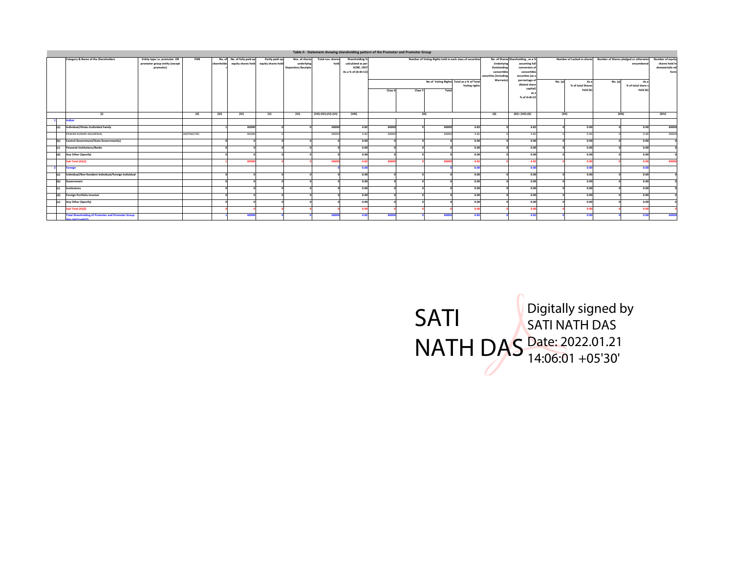# Table II - Statement showing shareholding pattern of the Promoter and Promoter Group

| | Category & Name of the Shareholders | Entity type i.e. promoter OR promoter group entity (except promotor) | PAN | No. of shareholder | No. of fully paid up equity shares held | Partly paid-up equity shares held | Nos. of shares underlying Depository Receipts | Total nos. shares held | Shareholding % calculated as per SCRR, 1957 As a % of (A+B+C2) | Number of Voting Rights held in each class of securities | | | | No. of Shares Underlying Outstanding convertible securities (including Warrants) | Shareholding , as a % assuming full conversion of convertible securities (as a percentage of diluted share capital) as a % of A+B+C2 | Number of Locked in shares | | Number of Shares pledged or otherwise encumbered | | Number of equity shares held in dematerializ ed form |
|---|---|---|---|---|---|---|---|---|---|---|---|---|---|---|---|---|---|---|---|---|
| | | | | | | | | | | No of Voting Rights | | | Total as a % of Total Voting rights | | | No. (a) | As a % of total Shares held (b) | No. (a) | As a % of total share s held (b) | |
| | | | | | | | | | | Class X | Class Y | Total | | | | | | | | |
| | (I) | | (II) | (III) | (IV) | (V) | (VI) | (VII)=(IV)+(V)+(VI) | (VIII) | (IX) | | | | (X) | (XI)= (VII)+(X) | (XII) | | (XIII) | | (XIV) |
| 1 | Indian | | | | | | | | | | | | | | | | | | | |
| (a) | Individual/Hindu Undivided Family | | | 1 | 60000 | 0 | 0 | 60000 | 4.82 | 60000 | 0 | 60000 | 4.82 | 0 | 4.82 | 0 | 0.00 | 0 | 0.00 | 60000 |
| | PAWAN KUMAR AGGARWAL | | AAEPA6276C | | 60000 | 0 | | 60000 | 4.82 | 60000 | 0 | 60000 | 4.82 | 0 | 4.82 | 0 | 0.00 | 0 | 0.00 | 60000 |
| (b) | Central Government/State Government(s) | | | 0 | 0 | 0 | 0 | 0 | 0.00 | 0 | 0 | 0 | 0.00 | 0 | 0.00 | 0 | 0.00 | 0 | 0.00 | 0 |
| (c) | Financial Institutions/Banks | | | 0 | 0 | 0 | 0 | 0 | 0.00 | 0 | 0 | 0 | 0.00 | 0 | 0.00 | 0 | 0.00 | 0 | 0.00 | 0 |
| (d) | Any Other (Specify) | | | 0 | 0 | 0 | 0 | 0 | 0.00 | 0 | 0 | 0 | 0.00 | 0 | 0.00 | 0 | 0.00 | 0 | 0.00 | 0 |
| | Sub Total (A)(1) | | | 1 | 60000 | 0 | 0 | 60000 | 4.82 | 60000 | 0 | 60000 | 4.82 | 0 | 4.82 | 0 | 0.00 | 0 | 0.00 | 60000 |
| 2 | Foreign | | | | | | | 0 | 0.00 | | | 0 | 0.00 | | 0.00 | | 0.00 | | 0.00 | |
| (a) | Individual/Non Resident Individual/Foreign Individual | | | 0 | 0 | 0 | 0 | 0 | 0.00 | 0 | 0 | 0 | 0.00 | 0 | 0.00 | 0 | 0.00 | 0 | 0.00 | 0 |
| (b) | Government | | | 0 | 0 | 0 | 0 | 0 | 0.00 | 0 | 0 | 0 | 0.00 | 0 | 0.00 | 0 | 0.00 | 0 | 0.00 | 0 |
| (c) | Institutions | | | 0 | 0 | 0 | 0 | 0 | 0.00 | 0 | 0 | 0 | 0.00 | 0 | 0.00 | 0 | 0.00 | 0 | 0.00 | 0 |
| (d) | Foreign Portfolio Investor | | | 0 | 0 | 0 | 0 | 0 | 0.00 | 0 | 0 | 0 | 0.00 | 0 | 0.00 | 0 | 0.00 | 0 | 0.00 | 0 |
| (e) | Any Other (Specify) | | | 0 | 0 | 0 | 0 | 0 | 0.00 | 0 | 0 | 0 | 0.00 | 0 | 0.00 | 0 | 0.00 | 0 | 0.00 | 0 |
| | Sub Total (A)(2) | | | 0 | 0 | 0 | 0 | 0 | 0.00 | 0 | 0 | 0 | 0.00 | 0 | 0.00 | 0 | 0.00 | 0 | 0.00 | 0 |
| | Total Shareholding of Promoter and Promoter Group (A)= (A)(1)+(A)(2) | | | 1 | 60000 | 0 | 0 | 60000 | 4.82 | 60000 | 0 | 60000 | 4.82 | 0 | 4.82 | 0 | 0.00 | 0 | 0.00 | 60000 |

SATI NATH DAS

Digitally signed by SATI NATH DAS
Date: 2022.01.21 14:06:01 +05'30'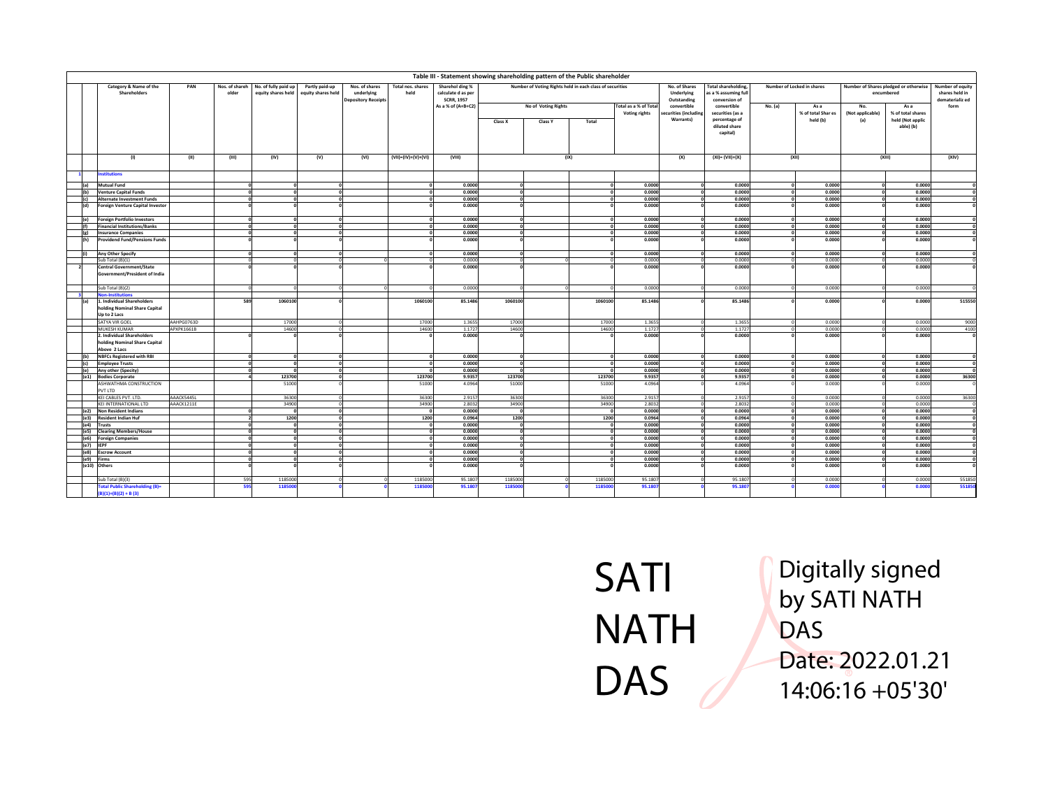## Table III - Statement showing shareholding pattern of the Public shareholder

| | Category & Name of the Shareholders | PAN | Nos. of shareholder | No. of fully paid up equity shares held | Partly paid-up equity shares held | Nos. of shares underlying Depository Receipts | Total nos. shares held | Shareholding % calculate d as per SCRR, 1957 As a % of (A+B+C2) | Number of Voting Rights held in each class of securities | | | | No. of Shares Underlying Outstanding convertible securities (including Warrants) | Total shareholding, as a % assuming full conversion of convertible securities (as a percentage of diluted share capital) | Number of Locked in shares | | Number of Shares pledged or otherwise encumbered | | Number of equity shares held in dematerialized form |
|---|---|---|---|---|---|---|---|---|---|---|---|---|---|---|---|---|---|---|---|
| | | | | | | | | | No of Voting Rights | | | Total as a % of Total Voting rights | | | No. (a) | As a % of total Shares held (b) | No. (Not applicable) (a) | As a % of total shares held (Not applicable) (b) | |
| | | | | | | | | | Class X | Class Y | Total | | | | | | | | |
| | (I) | (II) | (III) | (IV) | (V) | (VI) | (VII)=(IV)+(V)+(VI) | (VIII) | (IX) | | | | (X) | (XI)= (VII)+(X) | (XII) | | (XIII) | | (XIV) |
| 1 | **Institutions** | | | | | | | | | | | | | | | | | | |
| (a) | Mutual Fund | | 0 | 0 | 0 | | 0 | 0.0000 | 0 | | 0 | 0.0000 | 0 | 0.0000 | 0 | 0.0000 | 0 | 0.0000 | 0 |
| (b) | Venture Capital Funds | | 0 | 0 | 0 | | 0 | 0.0000 | 0 | | 0 | 0.0000 | 0 | 0.0000 | 0 | 0.0000 | 0 | 0.0000 | 0 |
| (c) | Alternate Investment Funds | | 0 | 0 | 0 | | 0 | 0.0000 | 0 | | 0 | 0.0000 | 0 | 0.0000 | 0 | 0.0000 | 0 | 0.0000 | 0 |
| (d) | Foreign Venture Capital Investor | | 0 | 0 | 0 | | 0 | 0.0000 | 0 | | 0 | 0.0000 | 0 | 0.0000 | 0 | 0.0000 | 0 | 0.0000 | 0 |
| (e) | Foreign Portfolio Investors | | 0 | 0 | 0 | | 0 | 0.0000 | 0 | | 0 | 0.0000 | 0 | 0.0000 | 0 | 0.0000 | 0 | 0.0000 | 0 |
| (f) | Financial Institutions/Banks | | 0 | 0 | 0 | | 0 | 0.0000 | 0 | | 0 | 0.0000 | 0 | 0.0000 | 0 | 0.0000 | 0 | 0.0000 | 0 |
| (g) | Insurance Companies | | 0 | 0 | 0 | | 0 | 0.0000 | 0 | | 0 | 0.0000 | 0 | 0.0000 | 0 | 0.0000 | 0 | 0.0000 | 0 |
| (h) | Providend Fund/Pensions Funds | | 0 | 0 | 0 | | 0 | 0.0000 | 0 | | 0 | 0.0000 | 0 | 0.0000 | 0 | 0.0000 | 0 | 0.0000 | 0 |
| (i) | Any Other Specify | | 0 | 0 | 0 | | 0 | 0.0000 | 0 | | 0 | 0.0000 | 0 | 0.0000 | 0 | 0.0000 | 0 | 0.0000 | 0 |
| | Sub Total (B)(1) | | 0 | 0 | 0 | 0 | 0 | 0.0000 | 0 | 0 | 0 | 0.0000 | 0 | 0.0000 | 0 | 0.0000 | 0 | 0.0000 | 0 |
| 2 | Central Government/State Government/President of India | | 0 | 0 | 0 | | 0 | 0.0000 | 0 | | 0 | 0.0000 | 0 | 0.0000 | 0 | 0.0000 | 0 | 0.0000 | 0 |
| | Sub Total (B)(2) | | 0 | 0 | 0 | 0 | 0 | 0.0000 | 0 | 0 | 0 | 0.0000 | 0 | 0.0000 | 0 | 0.0000 | 0 | 0.0000 | 0 |
| 3 | **Non-Institutions** | | | | | | | | | | | | | | | | | | |
| (a) | 1. Individual Shareholders holding Nominal Share Capital Up to 2 Lacs | | 589 | 1060100 | 0 | | 1060100 | 85.1486 | 1060100 | | 1060100 | 85.1486 | 0 | 85.1486 | 0 | 0.0000 | 0 | 0.0000 | 515550 |
| | SATYA VIR GOEL | AAHPG0763D | | 17000 | 0 | | 17000 | 1.3655 | 17000 | | 17000 | 1.3655 | 0 | 1.3655 | 0 | 0.0000 | 0 | 0.0000 | 9000 |
| | MUKESH KUMAR | APXPK1661B | | 14600 | 0 | | 14600 | 1.1727 | 14600 | | 14600 | 1.1727 | 0 | 1.1727 | 0 | 0.0000 | 0 | 0.0000 | 4100 |
| | 2. Individual Shareholders holding Nominal Share Capital Above 2 Lacs | | 0 | 0 | 0 | | 0 | 0.0000 | 0 | | 0 | 0.0000 | 0 | 0.0000 | 0 | 0.0000 | 0 | 0.0000 | 0 |
| (b) | NBFCs Registered with RBI | | 0 | 0 | 0 | | 0 | 0.0000 | 0 | | 0 | 0.0000 | 0 | 0.0000 | 0 | 0.0000 | 0 | 0.0000 | 0 |
| (c) | Employee Trusts | | 0 | 0 | 0 | | 0 | 0.0000 | 0 | | 0 | 0.0000 | 0 | 0.0000 | 0 | 0.0000 | 0 | 0.0000 | 0 |
| (e) | Any other (Specify) | | 0 | 0 | 0 | | 0 | 0.0000 | 0 | | 0 | 0.0000 | 0 | 0.0000 | 0 | 0.0000 | 0 | 0.0000 | 0 |
| (e1) | Bodies Corporate | | 4 | 123700 | 0 | | 123700 | 9.9357 | 123700 | | 123700 | 9.9357 | 0 | 9.9357 | 0 | 0.0000 | 0 | 0.0000 | 36300 |
| | ASHWATHMA CONSTRUCTION PVT LTD | | | 51000 | 0 | | 51000 | 4.0964 | 51000 | | 51000 | 4.0964 | 0 | 4.0964 | 0 | 0.0000 | 0 | 0.0000 | 0 |
| | KEI CABLES PVT. LTD. | AAACK5445L | | 36300 | 0 | | 36300 | 2.9157 | 36300 | | 36300 | 2.9157 | 0 | 2.9157 | 0 | 0.0000 | 0 | 0.0000 | 36300 |
| | KEI INTERNATIONAL LTD | AAACK1211E | | 34900 | 0 | | 34900 | 2.8032 | 34900 | | 34900 | 2.8032 | 0 | 2.8032 | 0 | 0.0000 | 0 | 0.0000 | 0 |
| (e2) | Non Resident Indians | | 0 | 0 | 0 | | 0 | 0.0000 | 0 | | 0 | 0.0000 | 0 | 0.0000 | 0 | 0.0000 | 0 | 0.0000 | 0 |
| (e3) | Resident Indian Huf | | 2 | 1200 | 0 | | 1200 | 0.0964 | 1200 | | 1200 | 0.0964 | 0 | 0.0964 | 0 | 0.0000 | 0 | 0.0000 | 0 |
| (e4) | Trusts | | 0 | 0 | 0 | | 0 | 0.0000 | 0 | | 0 | 0.0000 | 0 | 0.0000 | 0 | 0.0000 | 0 | 0.0000 | 0 |
| (e5) | Clearing Members/House | | 0 | 0 | 0 | | 0 | 0.0000 | 0 | | 0 | 0.0000 | 0 | 0.0000 | 0 | 0.0000 | 0 | 0.0000 | 0 |
| (e6) | Foreign Companies | | 0 | 0 | 0 | | 0 | 0.0000 | 0 | | 0 | 0.0000 | 0 | 0.0000 | 0 | 0.0000 | 0 | 0.0000 | 0 |
| (e7) | IEPF | | 0 | 0 | 0 | | 0 | 0.0000 | 0 | | 0 | 0.0000 | 0 | 0.0000 | 0 | 0.0000 | 0 | 0.0000 | 0 |
| (e8) | Escrow Account | | 0 | 0 | 0 | | 0 | 0.0000 | 0 | | 0 | 0.0000 | 0 | 0.0000 | 0 | 0.0000 | 0 | 0.0000 | 0 |
| (e9) | Firms | | 0 | 0 | 0 | | 0 | 0.0000 | 0 | | 0 | 0.0000 | 0 | 0.0000 | 0 | 0.0000 | 0 | 0.0000 | 0 |
| (e10) | Others | | 0 | 0 | 0 | | 0 | 0.0000 | 0 | | 0 | 0.0000 | 0 | 0.0000 | 0 | 0.0000 | 0 | 0.0000 | 0 |
| | Sub Total (B)(3) | | 595 | 1185000 | 0 | 0 | 1185000 | 95.1807 | 1185000 | 0 | 1185000 | 95.1807 | 0 | 95.1807 | 0 | 0.0000 | 0 | 0.0000 | 551850 |
| | **Total Public Shareholding (B)= (B)(1)+(B)(2) + B (3)** | | 595 | 1185000 | 0 | 0 | 1185000 | 95.1807 | 1185000 | 0 | 1185000 | 95.1807 | 0 | 95.1807 | 0 | 0.0000 | 0 | 0.0000 | 551850 |

SATI NATH DAS

Digitally signed by SATI NATH DAS
Date: 2022.01.21 14:06:16 +05'30'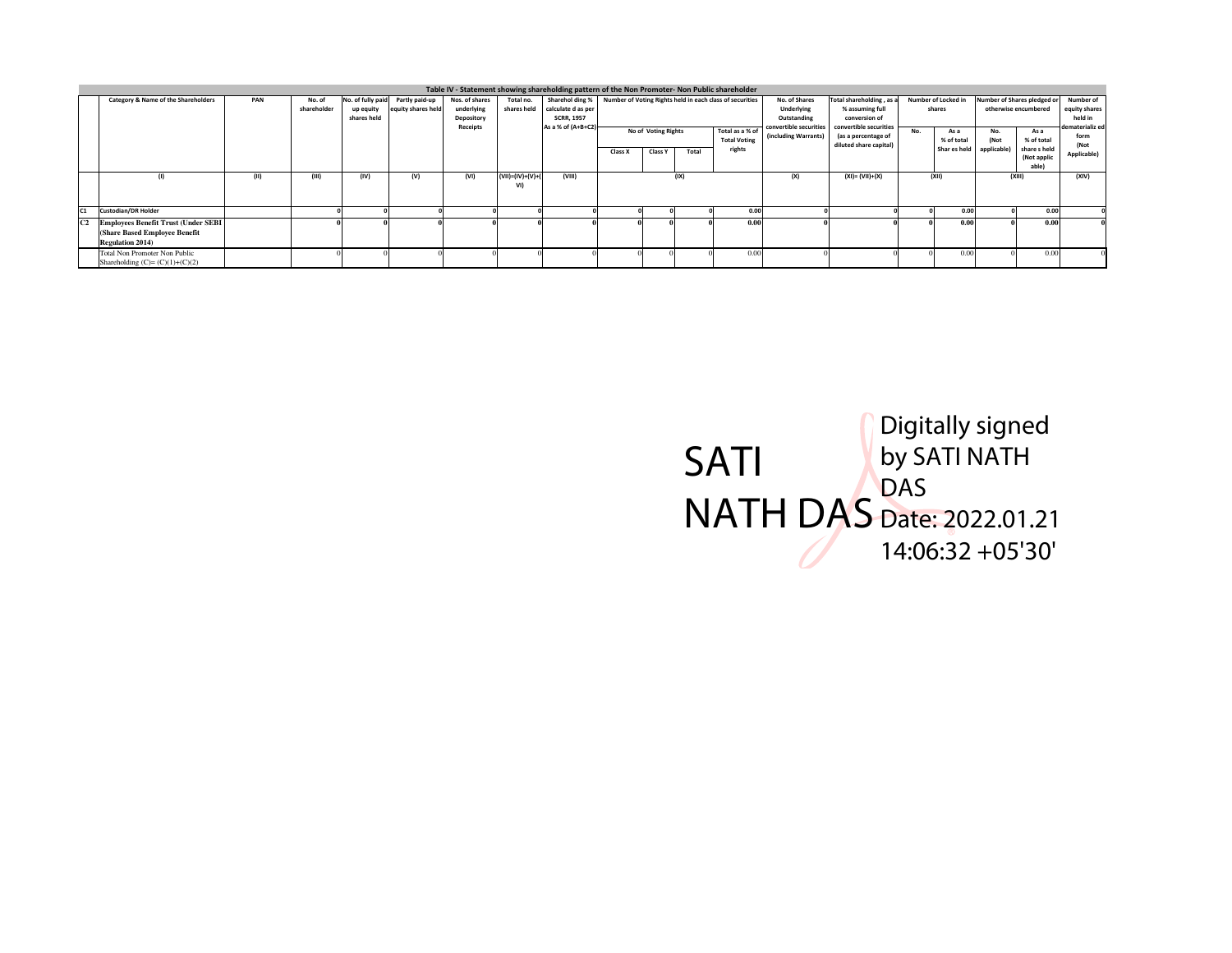Table IV - Statement showing shareholding pattern of the Non Promoter- Non Public shareholder

| | Category & Name of the Shareholders | PAN | No. of shareholder | No. of fully paid up equity shares held | Partly paid-up equity shares held | Nos. of shares underlying Depository Receipts | Total no. shares held | Sharehol ding % calculate d as per SCRR, 1957 As a % of (A+B+C2) | Number of Voting Rights held in each class of securities | | | | No. of Shares Underlying Outstanding convertible securities (including Warrants) | Total shareholding , as a % assuming full conversion of convertible securities (as a percentage of diluted share capital) | Number of Locked in shares | | Number of Shares pledged or otherwise encumbered | | Number of equity shares held in dematerializ ed form (Not Applicable) |
|---|---|---|---|---|---|---|---|---|---|---|---|---|---|---|---|---|---|---|---|
| | | | | | | | | | No of Voting Rights | | | Total as a % of Total Voting rights | | | No. | As a % of total Shar es held | No. (Not applicable) | As a % of total share s held (Not applic able) | |
| | | | | | | | | | Class X | Class Y | Total | | | | | | | | |
| | (I) | (II) | (III) | (IV) | (V) | (VI) | (VII)=(IV)+(V)+(VI) | (VIII) | (IX) | | | | (X) | (XI)= (VII)+(X) | (XII) | | (XIII) | | (XIV) |
| C1 | Custodian/DR Holder | | 0 | 0 | 0 | 0 | 0 | 0 | 0 | 0 | 0 | 0.00 | 0 | 0 | 0 | 0.00 | 0 | 0.00 | 0 |
| C2 | **Employees Benefit Trust (Under SEBI (Share Based Employee Benefit Regulation 2014)** | | **0** | **0** | **0** | **0** | **0** | **0** | **0** | **0** | **0** | **0.00** | **0** | **0** | **0** | **0.00** | **0** | **0.00** | **0** |
| | Total Non Promoter Non Public Shareholding (C)= (C)(1)+(C)(2) | | 0 | 0 | 0 | 0 | 0 | 0 | 0 | 0 | 0 | 0.00 | 0 | 0 | 0 | 0.00 | 0 | 0.00 | 0 |

SATI NATH DAS

Digitally signed by SATI NATH DAS
Date: 2022.01.21 14:06:32 +05'30'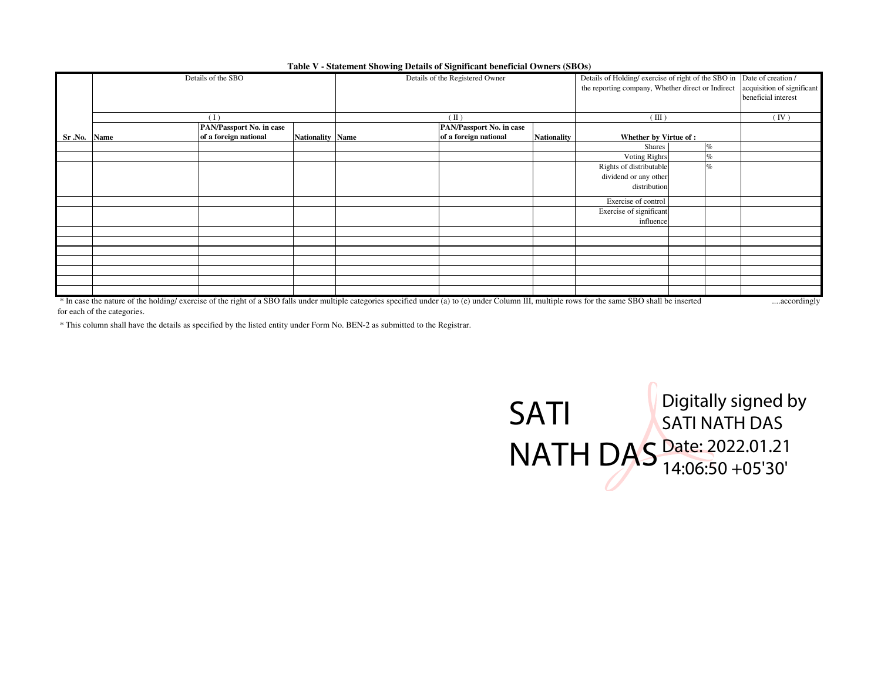**Table V - Statement Showing Details of Significant beneficial Owners (SBOs)**

| | Details of the SBO | | | Details of the Registered Owner | | | Details of Holding/ exercise of right of the SBO in the reporting company, Whether direct or Indirect | | | Date of creation / acquisition of significant beneficial interest |
|---|---|---|---|---|---|---|---|---|---|---|
| | ( I ) | | | ( II ) | | | ( III ) | | | ( IV ) |
| **Sr .No.** | **Name** | **PAN/Passport No. in case of a foreign national** | **Nationality** | **Name** | **PAN/Passport No. in case of a foreign national** | **Nationality** | **Whether by Virtue of :** | | | |
| | | | | | | | Shares | | % | |
| | | | | | | | Voting Righrs | | % | |
| | | | | | | | Rights of distributable dividend or any other distribution | | % | |
| | | | | | | | Exercise of control | | | |
| | | | | | | | Exercise of significant influence | | | |
| | | | | | | | | | | |
| | | | | | | | | | | |
| | | | | | | | | | | |
| | | | | | | | | | | |
| | | | | | | | | | | |
| | | | | | | | | | | |
| | | | | | | | | | | |

* In case the nature of the holding/ exercise of the right of a SBO falls under multiple categories specified under (a) to (e) under Column III, multiple rows for the same SBO shall be inserted ....accordingly for each of the categories.

* This column shall have the details as specified by the listed entity under Form No. BEN-2 as submitted to the Registrar.

SATI NATH DAS

Digitally signed by SATI NATH DAS
Date: 2022.01.21 14:06:50 +05'30'